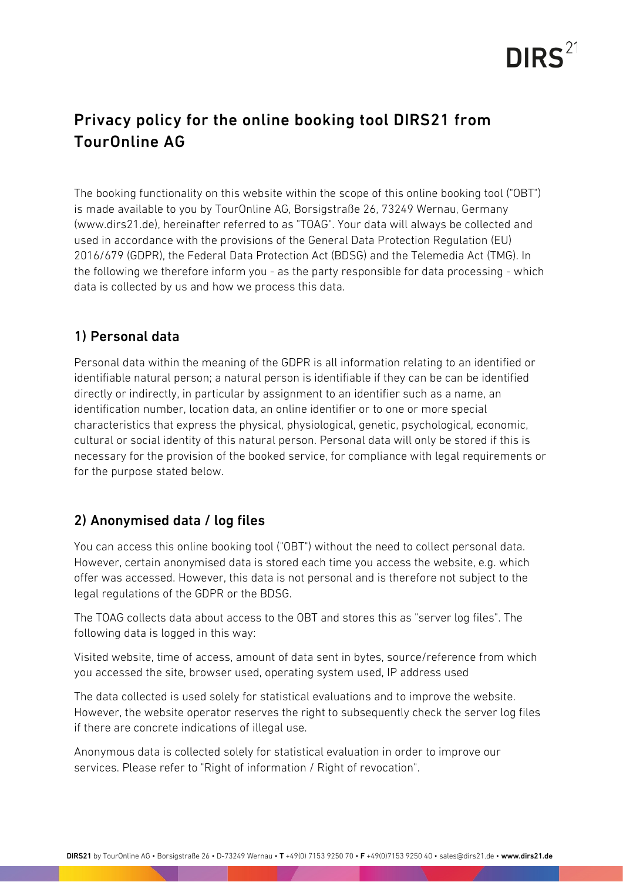# Privacy policy for the online booking tool DIRS21 from TourOnline AG

The booking functionality on this website within the scope of this online booking tool ("OBT") is made available to you by TourOnline AG, Borsigstraße 26, 73249 Wernau, Germany (www.dirs21.de), hereinafter referred to as "TOAG". Your data will always be collected and used in accordance with the provisions of the General Data Protection Regulation (EU) 2016/679 (GDPR), the Federal Data Protection Act (BDSG) and the Telemedia Act (TMG). In the following we therefore inform you - as the party responsible for data processing - which data is collected by us and how we process this data.

## 1) Personal data

Personal data within the meaning of the GDPR is all information relating to an identified or identifiable natural person; a natural person is identifiable if they can be can be identified directly or indirectly, in particular by assignment to an identifier such as a name, an identification number, location data, an online identifier or to one or more special characteristics that express the physical, physiological, genetic, psychological, economic, cultural or social identity of this natural person. Personal data will only be stored if this is necessary for the provision of the booked service, for compliance with legal requirements or for the purpose stated below.

## 2) Anonymised data / log files

You can access this online booking tool ("OBT") without the need to collect personal data. However, certain anonymised data is stored each time you access the website, e.g. which offer was accessed. However, this data is not personal and is therefore not subject to the legal regulations of the GDPR or the BDSG.

The TOAG collects data about access to the OBT and stores this as "server log files". The following data is logged in this way:

Visited website, time of access, amount of data sent in bytes, source/reference from which you accessed the site, browser used, operating system used, IP address used

The data collected is used solely for statistical evaluations and to improve the website. However, the website operator reserves the right to subsequently check the server log files if there are concrete indications of illegal use.

Anonymous data is collected solely for statistical evaluation in order to improve our services. Please refer to "Right of information / Right of revocation".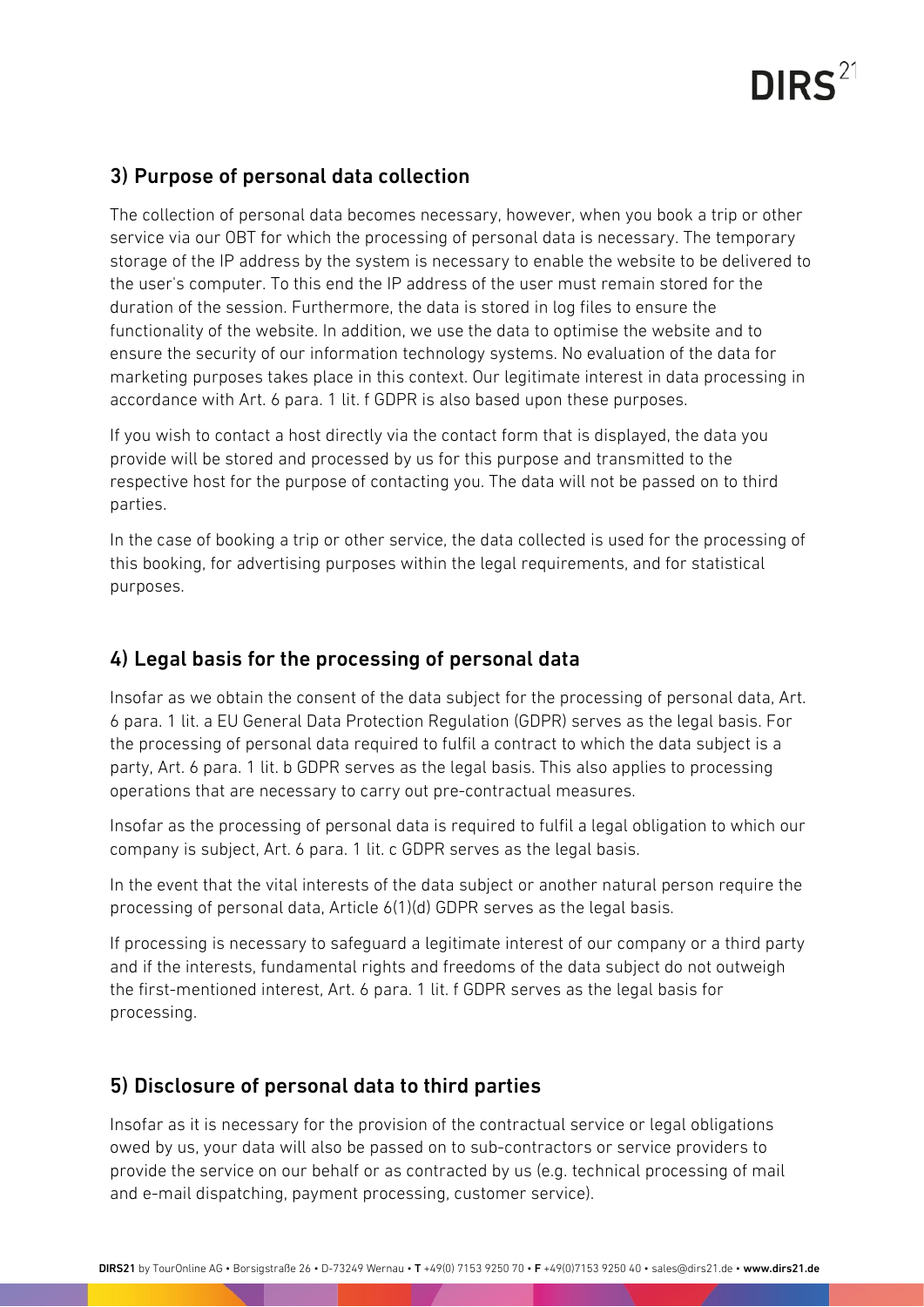## 3) Purpose of personal data collection

The collection of personal data becomes necessary, however, when you book a trip or other service via our OBT for which the processing of personal data is necessary. The temporary storage of the IP address by the system is necessary to enable the website to be delivered to the user's computer. To this end the IP address of the user must remain stored for the duration of the session. Furthermore, the data is stored in log files to ensure the functionality of the website. In addition, we use the data to optimise the website and to ensure the security of our information technology systems. No evaluation of the data for marketing purposes takes place in this context. Our legitimate interest in data processing in accordance with Art. 6 para. 1 lit. f GDPR is also based upon these purposes.

If you wish to contact a host directly via the contact form that is displayed, the data you provide will be stored and processed by us for this purpose and transmitted to the respective host for the purpose of contacting you. The data will not be passed on to third parties.

In the case of booking a trip or other service, the data collected is used for the processing of this booking, for advertising purposes within the legal requirements, and for statistical purposes.

## 4) Legal basis for the processing of personal data

Insofar as we obtain the consent of the data subject for the processing of personal data, Art. 6 para. 1 lit. a EU General Data Protection Regulation (GDPR) serves as the legal basis. For the processing of personal data required to fulfil a contract to which the data subject is a party, Art. 6 para. 1 lit. b GDPR serves as the legal basis. This also applies to processing operations that are necessary to carry out pre-contractual measures.

Insofar as the processing of personal data is required to fulfil a legal obligation to which our company is subject, Art. 6 para. 1 lit. c GDPR serves as the legal basis.

In the event that the vital interests of the data subject or another natural person require the processing of personal data, Article 6(1)(d) GDPR serves as the legal basis.

If processing is necessary to safeguard a legitimate interest of our company or a third party and if the interests, fundamental rights and freedoms of the data subject do not outweigh the first-mentioned interest, Art. 6 para. 1 lit. f GDPR serves as the legal basis for processing.

## 5) Disclosure of personal data to third parties

Insofar as it is necessary for the provision of the contractual service or legal obligations owed by us, your data will also be passed on to sub-contractors or service providers to provide the service on our behalf or as contracted by us (e.g. technical processing of mail and e-mail dispatching, payment processing, customer service).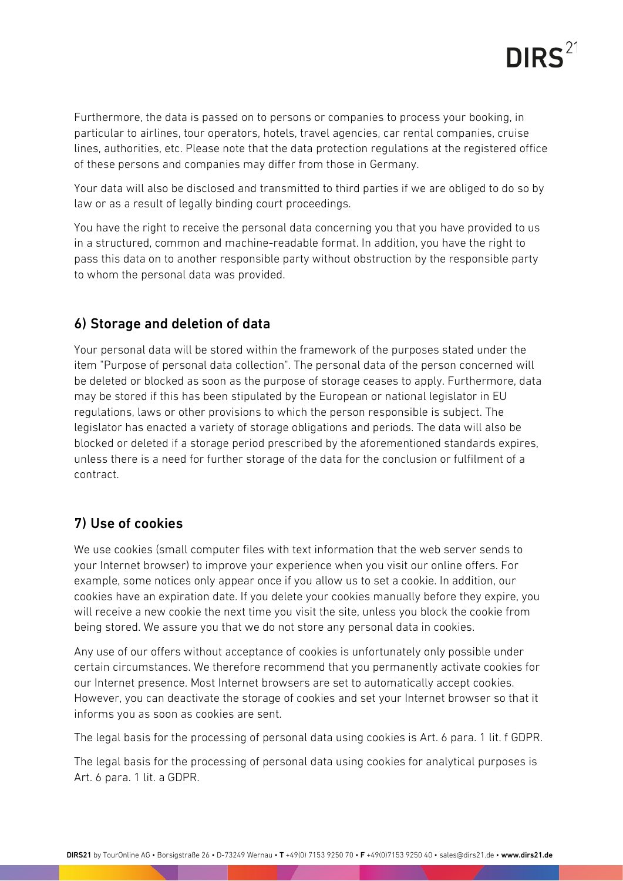Furthermore, the data is passed on to persons or companies to process your booking, in particular to airlines, tour operators, hotels, travel agencies, car rental companies, cruise lines, authorities, etc. Please note that the data protection regulations at the registered office of these persons and companies may differ from those in Germany.

Your data will also be disclosed and transmitted to third parties if we are obliged to do so by law or as a result of legally binding court proceedings.

You have the right to receive the personal data concerning you that you have provided to us in a structured, common and machine-readable format. In addition, you have the right to pass this data on to another responsible party without obstruction by the responsible party to whom the personal data was provided.

## 6) Storage and deletion of data

Your personal data will be stored within the framework of the purposes stated under the item "Purpose of personal data collection". The personal data of the person concerned will be deleted or blocked as soon as the purpose of storage ceases to apply. Furthermore, data may be stored if this has been stipulated by the European or national legislator in EU regulations, laws or other provisions to which the person responsible is subject. The legislator has enacted a variety of storage obligations and periods. The data will also be blocked or deleted if a storage period prescribed by the aforementioned standards expires, unless there is a need for further storage of the data for the conclusion or fulfilment of a contract.

## 7) Use of cookies

We use cookies (small computer files with text information that the web server sends to your Internet browser) to improve your experience when you visit our online offers. For example, some notices only appear once if you allow us to set a cookie. In addition, our cookies have an expiration date. If you delete your cookies manually before they expire, you will receive a new cookie the next time you visit the site, unless you block the cookie from being stored. We assure you that we do not store any personal data in cookies.

Any use of our offers without acceptance of cookies is unfortunately only possible under certain circumstances. We therefore recommend that you permanently activate cookies for our Internet presence. Most Internet browsers are set to automatically accept cookies. However, you can deactivate the storage of cookies and set your Internet browser so that it informs you as soon as cookies are sent.

The legal basis for the processing of personal data using cookies is Art. 6 para. 1 lit. f GDPR.

The legal basis for the processing of personal data using cookies for analytical purposes is Art. 6 para. 1 lit. a GDPR.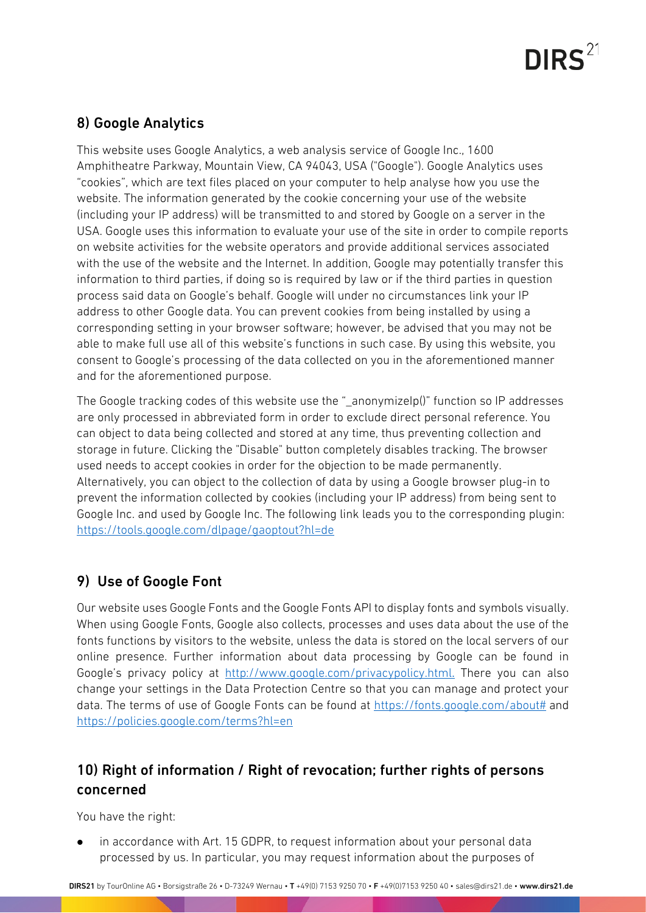## 8) Google Analytics

This website uses Google Analytics, a web analysis service of Google Inc., 1600 Amphitheatre Parkway, Mountain View, CA 94043, USA ("Google"). Google Analytics uses "cookies", which are text files placed on your computer to help analyse how you use the website. The information generated by the cookie concerning your use of the website (including your IP address) will be transmitted to and stored by Google on a server in the USA. Google uses this information to evaluate your use of the site in order to compile reports on website activities for the website operators and provide additional services associated with the use of the website and the Internet. In addition, Google may potentially transfer this information to third parties, if doing so is required by law or if the third parties in question process said data on Google's behalf. Google will under no circumstances link your IP address to other Google data. You can prevent cookies from being installed by using a corresponding setting in your browser software; however, be advised that you may not be able to make full use all of this website's functions in such case. By using this website, you consent to Google's processing of the data collected on you in the aforementioned manner and for the aforementioned purpose.

The Google tracking codes of this website use the "_anonymizeIp()" function so IP addresses are only processed in abbreviated form in order to exclude direct personal reference. You can object to data being collected and stored at any time, thus preventing collection and storage in future. Clicking the "Disable" button completely disables tracking. The browser used needs to accept cookies in order for the objection to be made permanently. Alternatively, you can object to the collection of data by using a Google browser plug-in to prevent the information collected by cookies (including your IP address) from being sent to Google Inc. and used by Google Inc. The following link leads you to the corresponding plugin: https://tools.google.com/dlpage/gaoptout?hl=de

## 9) Use of Google Font

Our website uses Google Fonts and the Google Fonts API to display fonts and symbols visually. When using Google Fonts, Google also collects, processes and uses data about the use of the fonts functions by visitors to the website, unless the data is stored on the local servers of our online presence. Further information about data processing by Google can be found in Google's privacy policy at http://www.google.com/privacypolicy.html. There you can also change your settings in the Data Protection Centre so that you can manage and protect your data. The terms of use of Google Fonts can be found at https://fonts.google.com/about# and https://policies.google.com/terms?hl=en

## 10) Right of information / Right of revocation; further rights of persons concerned

You have the right:

- in accordance with Art. 15 GDPR, to request information about your personal data processed by us. In particular, you may request information about the purposes of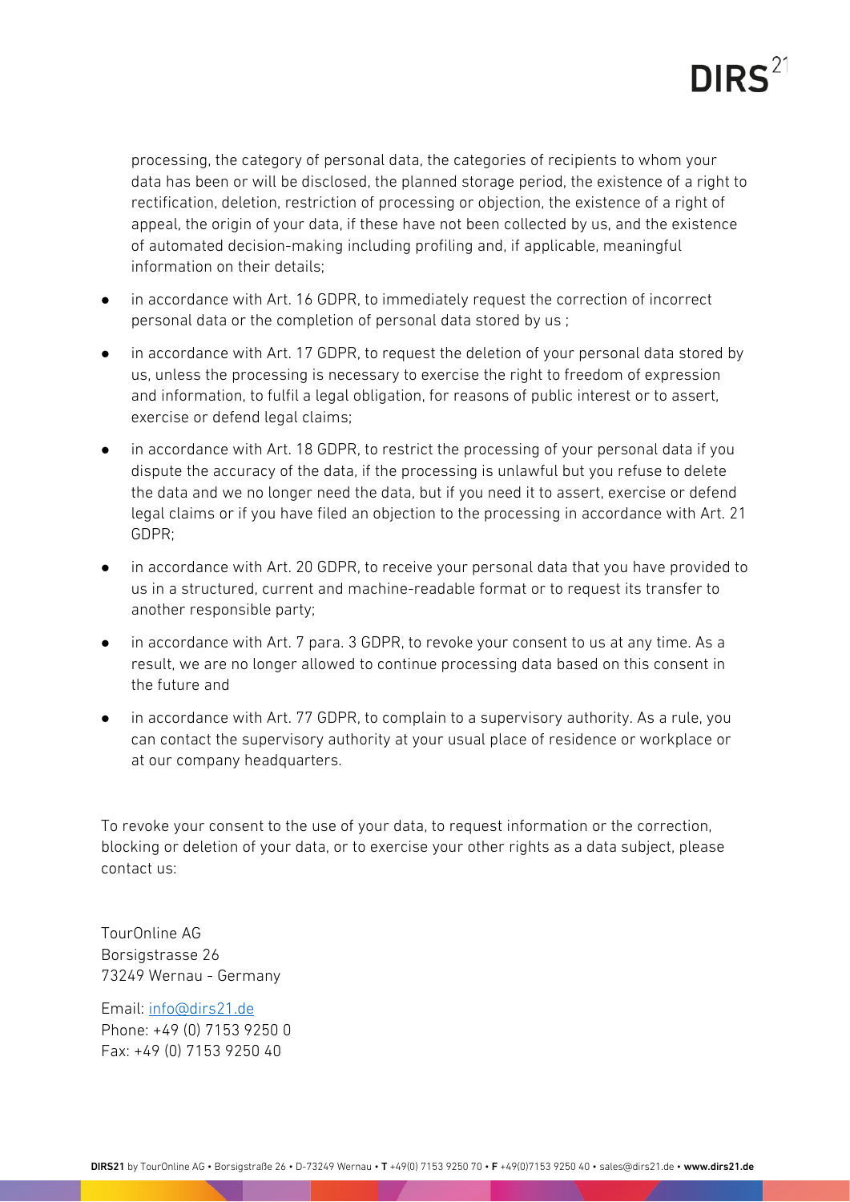processing, the category of personal data, the categories of recipients to whom your data has been or will be disclosed, the planned storage period, the existence of a right to rectification, deletion, restriction of processing or objection, the existence of a right of appeal, the origin of your data, if these have not been collected by us, and the existence of automated decision-making including profiling and, if applicable, meaningful information on their details;

- in accordance with Art. 16 GDPR, to immediately request the correction of incorrect personal data or the completion of personal data stored by us ;
- in accordance with Art. 17 GDPR, to request the deletion of your personal data stored by us, unless the processing is necessary to exercise the right to freedom of expression and information, to fulfil a legal obligation, for reasons of public interest or to assert, exercise or defend legal claims;
- in accordance with Art. 18 GDPR, to restrict the processing of your personal data if you dispute the accuracy of the data, if the processing is unlawful but you refuse to delete the data and we no longer need the data, but if you need it to assert, exercise or defend legal claims or if you have filed an objection to the processing in accordance with Art. 21 GDPR;
- in accordance with Art. 20 GDPR, to receive your personal data that you have provided to us in a structured, current and machine-readable format or to request its transfer to another responsible party;
- in accordance with Art. 7 para. 3 GDPR, to revoke your consent to us at any time. As a result, we are no longer allowed to continue processing data based on this consent in the future and
- in accordance with Art. 77 GDPR, to complain to a supervisory authority. As a rule, you can contact the supervisory authority at your usual place of residence or workplace or at our company headquarters.

To revoke your consent to the use of your data, to request information or the correction, blocking or deletion of your data, or to exercise your other rights as a data subject, please contact us:

TourOnline AG
Borsigstrasse 26
73249 Wernau - Germany

Email: info@dirs21.de
Phone: +49 (0) 7153 9250 0
Fax: +49 (0) 7153 9250 40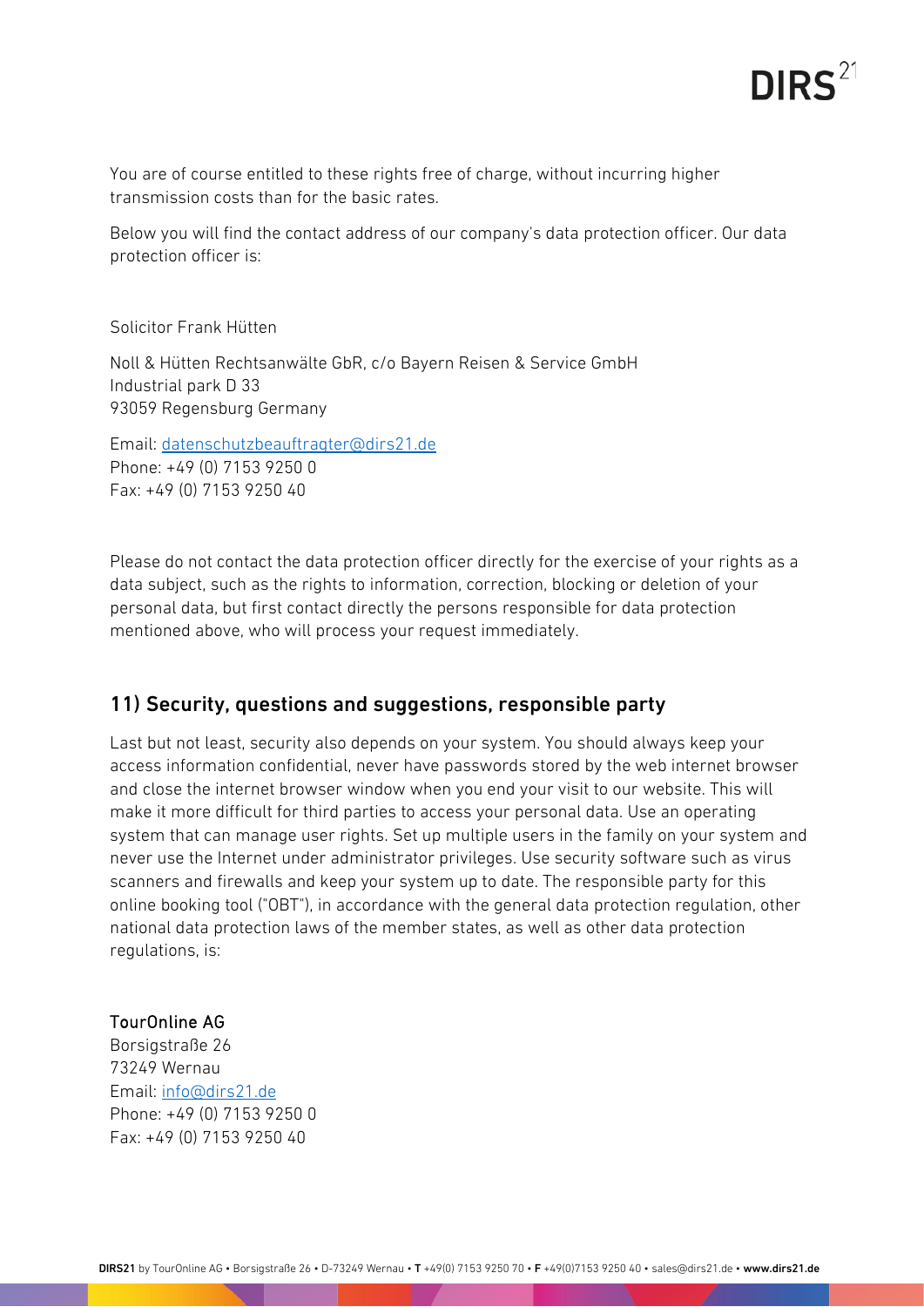You are of course entitled to these rights free of charge, without incurring higher transmission costs than for the basic rates.

Below you will find the contact address of our company's data protection officer. Our data protection officer is:

Solicitor Frank Hütten

Noll & Hütten Rechtsanwälte GbR, c/o Bayern Reisen & Service GmbH
Industrial park D 33
93059 Regensburg Germany

Email: datenschutzbeauftragter@dirs21.de
Phone: +49 (0) 7153 9250 0
Fax: +49 (0) 7153 9250 40

Please do not contact the data protection officer directly for the exercise of your rights as a data subject, such as the rights to information, correction, blocking or deletion of your personal data, but first contact directly the persons responsible for data protection mentioned above, who will process your request immediately.

## 11) Security, questions and suggestions, responsible party

Last but not least, security also depends on your system. You should always keep your access information confidential, never have passwords stored by the web internet browser and close the internet browser window when you end your visit to our website. This will make it more difficult for third parties to access your personal data. Use an operating system that can manage user rights. Set up multiple users in the family on your system and never use the Internet under administrator privileges. Use security software such as virus scanners and firewalls and keep your system up to date. The responsible party for this online booking tool ("OBT"), in accordance with the general data protection regulation, other national data protection laws of the member states, as well as other data protection regulations, is:

TourOnline AG
Borsigstraße 26
73249 Wernau
Email: info@dirs21.de
Phone: +49 (0) 7153 9250 0
Fax: +49 (0) 7153 9250 40